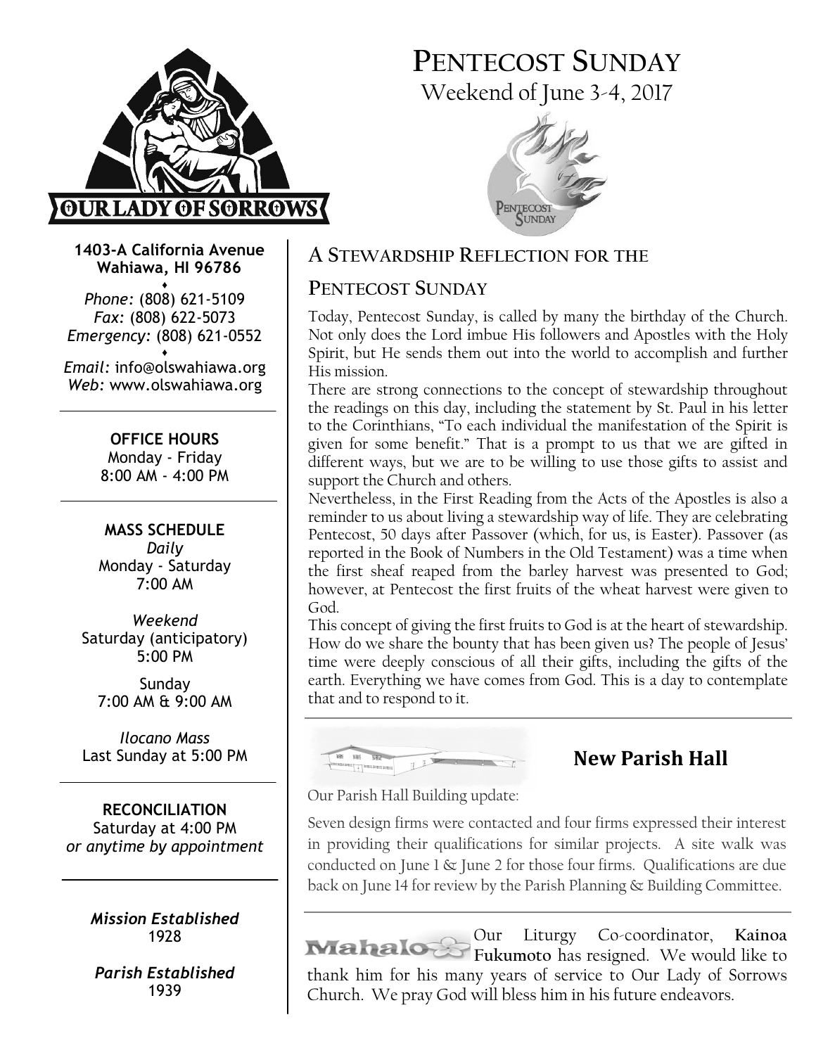# PENTECOST SUNDAY

Weekend of June 3-4, 2017

**1403-A California Avenue**
**Wahiawa, HI 96786**

♦

*Phone:* (808) 621-5109
*Fax:* (808) 622-5073
*Emergency:* (808) 621-0552

♦

*Email:* info@olswahiawa.org
*Web:* www.olswahiawa.org

**OFFICE HOURS**
Monday - Friday
8:00 AM - 4:00 PM

**MASS SCHEDULE**

*Daily*
Monday - Saturday
7:00 AM

*Weekend*
Saturday (anticipatory)
5:00 PM

Sunday
7:00 AM & 9:00 AM

*Ilocano Mass*
Last Sunday at 5:00 PM

**RECONCILIATION**
Saturday at 4:00 PM
*or anytime by appointment*

***Mission Established***
1928

***Parish Established***
1939

## A STEWARDSHIP REFLECTION FOR THE PENTECOST SUNDAY

Today, Pentecost Sunday, is called by many the birthday of the Church. Not only does the Lord imbue His followers and Apostles with the Holy Spirit, but He sends them out into the world to accomplish and further His mission.

There are strong connections to the concept of stewardship throughout the readings on this day, including the statement by St. Paul in his letter to the Corinthians, "To each individual the manifestation of the Spirit is given for some benefit." That is a prompt to us that we are gifted in different ways, but we are to be willing to use those gifts to assist and support the Church and others.

Nevertheless, in the First Reading from the Acts of the Apostles is also a reminder to us about living a stewardship way of life. They are celebrating Pentecost, 50 days after Passover (which, for us, is Easter). Passover (as reported in the Book of Numbers in the Old Testament) was a time when the first sheaf reaped from the barley harvest was presented to God; however, at Pentecost the first fruits of the wheat harvest were given to God.

This concept of giving the first fruits to God is at the heart of stewardship. How do we share the bounty that has been given us? The people of Jesus' time were deeply conscious of all their gifts, including the gifts of the earth. Everything we have comes from God. This is a day to contemplate that and to respond to it.

## New Parish Hall

Our Parish Hall Building update:

Seven design firms were contacted and four firms expressed their interest in providing their qualifications for similar projects. A site walk was conducted on June 1 & June 2 for those four firms. Qualifications are due back on June 14 for review by the Parish Planning & Building Committee.

**Mahalo** Our Liturgy Co-coordinator, **Kainoa Fukumoto** has resigned. We would like to thank him for his many years of service to Our Lady of Sorrows Church. We pray God will bless him in his future endeavors.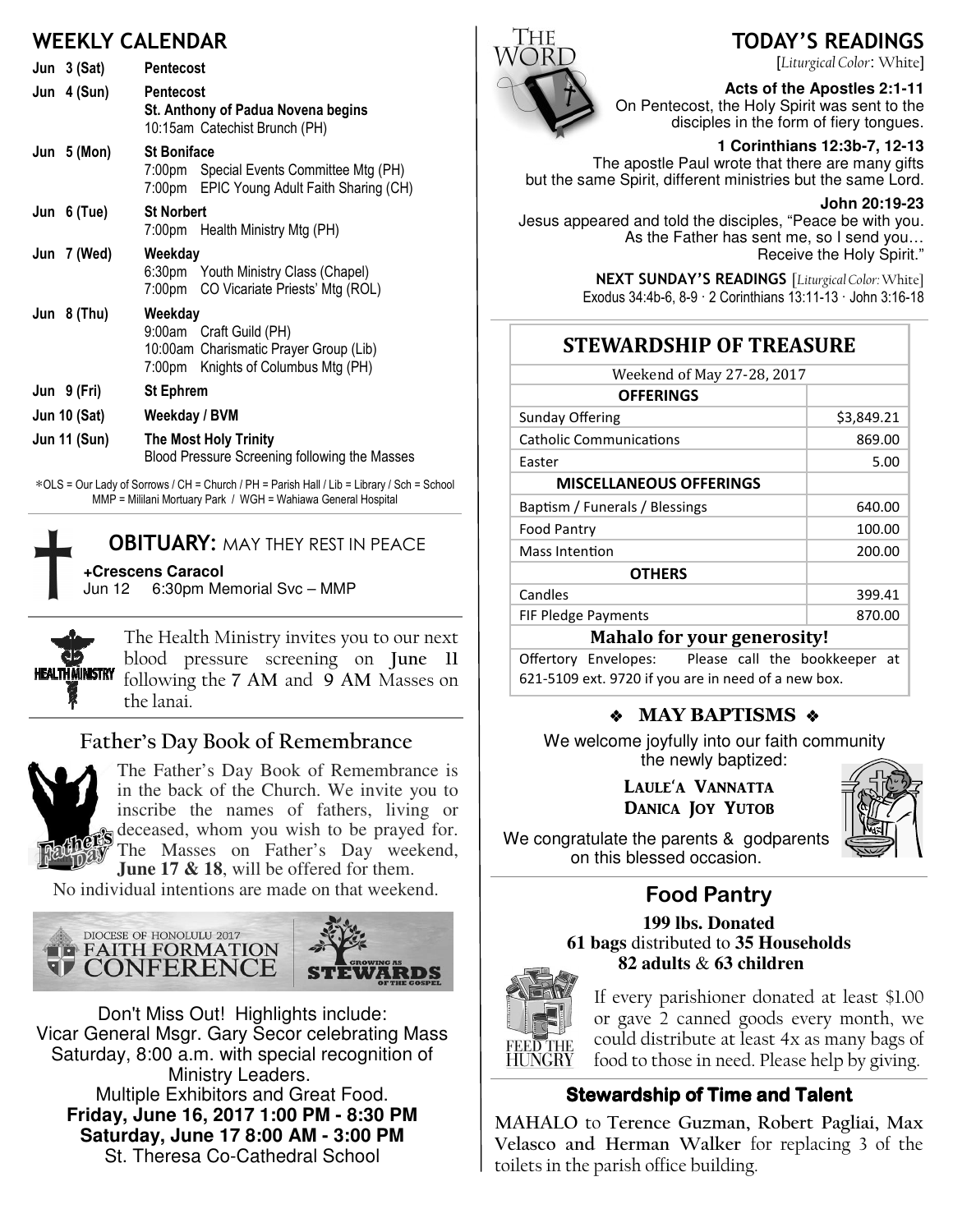## WEEKLY CALENDAR

**Jun 3 (Sat)** — **Pentecost**

**Jun 4 (Sun)** — **Pentecost**
**St. Anthony of Padua Novena begins**
10:15am Catechist Brunch (PH)

**Jun 5 (Mon)** — **St Boniface**
7:00pm Special Events Committee Mtg (PH)
7:00pm EPIC Young Adult Faith Sharing (CH)

**Jun 6 (Tue)** — **St Norbert**
7:00pm Health Ministry Mtg (PH)

**Jun 7 (Wed)** — **Weekday**
6:30pm Youth Ministry Class (Chapel)
7:00pm CO Vicariate Priests' Mtg (ROL)

**Jun 8 (Thu)** — **Weekday**
9:00am Craft Guild (PH)
10:00am Charismatic Prayer Group (Lib)
7:00pm Knights of Columbus Mtg (PH)

**Jun 9 (Fri)** — **St Ephrem**

**Jun 10 (Sat)** — **Weekday / BVM**

**Jun 11 (Sun)** — **The Most Holy Trinity**
Blood Pressure Screening following the Masses

*OLS = Our Lady of Sorrows / CH = Church / PH = Parish Hall / Lib = Library / Sch = School
MMP = Mililani Mortuary Park / WGH = Wahiawa General Hospital

## OBITUARY: MAY THEY REST IN PEACE

**+Crescens Caracol**
Jun 12 6:30pm Memorial Svc – MMP

The Health Ministry invites you to our next blood pressure screening on **June 11** following the **7 AM** and **9 AM** Masses on the lanai.

## Father's Day Book of Remembrance

The Father's Day Book of Remembrance is in the back of the Church. We invite you to inscribe the names of fathers, living or deceased, whom you wish to be prayed for. The Masses on Father's Day weekend, **June 17 & 18**, will be offered for them.

No individual intentions are made on that weekend.

DIOCESE OF HONOLULU 2017 FAITH FORMATION CONFERENCE — GROWING AS STEWARDS OF THE GOSPEL

Don't Miss Out! Highlights include:
Vicar General Msgr. Gary Secor celebrating Mass Saturday, 8:00 a.m. with special recognition of Ministry Leaders.
Multiple Exhibitors and Great Food.
**Friday, June 16, 2017 1:00 PM - 8:30 PM**
**Saturday, June 17 8:00 AM - 3:00 PM**
St. Theresa Co-Cathedral School

## TODAY'S READINGS

[*Liturgical Color*: White]

**Acts of the Apostles 2:1-11**
On Pentecost, the Holy Spirit was sent to the disciples in the form of fiery tongues.

**1 Corinthians 12:3b-7, 12-13**
The apostle Paul wrote that there are many gifts but the same Spirit, different ministries but the same Lord.

**John 20:19-23**
Jesus appeared and told the disciples, "Peace be with you. As the Father has sent me, so I send you… Receive the Holy Spirit."

**NEXT SUNDAY'S READINGS** [*Liturgical Color:* White]
Exodus 34:4b-6, 8-9 · 2 Corinthians 13:11-13 · John 3:16-18

## STEWARDSHIP OF TREASURE

| Weekend of May 27-28, 2017 | |
|---|---|
| **OFFERINGS** | |
| Sunday Offering | $3,849.21 |
| Catholic Communications | 869.00 |
| Easter | 5.00 |
| **MISCELLANEOUS OFFERINGS** | |
| Baptism / Funerals / Blessings | 640.00 |
| Food Pantry | 100.00 |
| Mass Intention | 200.00 |
| **OTHERS** | |
| Candles | 399.41 |
| FIF Pledge Payments | 870.00 |

**Mahalo for your generosity!**

Offertory Envelopes: Please call the bookkeeper at 621-5109 ext. 9720 if you are in need of a new box.

## ❖ MAY BAPTISMS ❖

We welcome joyfully into our faith community the newly baptized:

**LAULE'A VANNATTA**
**DANICA JOY YUTOB**

We congratulate the parents & godparents on this blessed occasion.

## Food Pantry

**199 lbs. Donated**
**61 bags** distributed to **35 Households**
**82 adults** & **63 children**

If every parishioner donated at least $1.00 or gave 2 canned goods every month, we could distribute at least 4x as many bags of food to those in need. Please help by giving.

## Stewardship of Time and Talent

MAHALO to **Terence Guzman, Robert Pagliai, Max Velasco and Herman Walker** for replacing 3 of the toilets in the parish office building.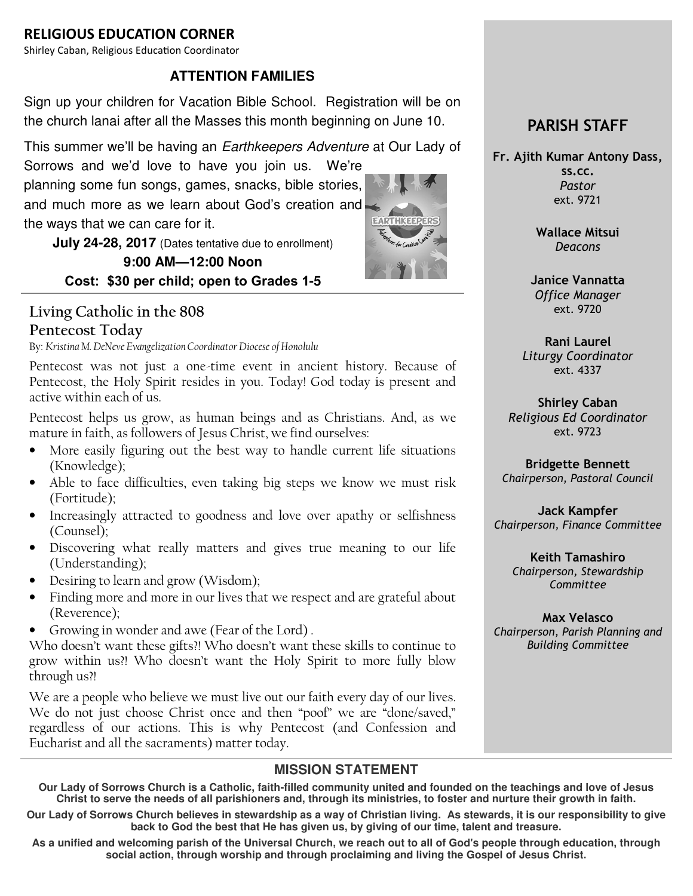## RELIGIOUS EDUCATION CORNER

Shirley Caban, Religious Education Coordinator

### ATTENTION FAMILIES

Sign up your children for Vacation Bible School. Registration will be on the church lanai after all the Masses this month beginning on June 10.

This summer we'll be having an *Earthkeepers Adventure* at Our Lady of Sorrows and we'd love to have you join us. We're planning some fun songs, games, snacks, bible stories, and much more as we learn about God's creation and the ways that we can care for it.

**July 24-28, 2017** (Dates tentative due to enrollment)

**9:00 AM—12:00 Noon**

**Cost: $30 per child; open to Grades 1-5**

## Living Catholic in the 808
## Pentecost Today

By: *Kristina M. DeNeve Evangelization Coordinator Diocese of Honolulu*

Pentecost was not just a one-time event in ancient history. Because of Pentecost, the Holy Spirit resides in you. Today! God today is present and active within each of us.

Pentecost helps us grow, as human beings and as Christians. And, as we mature in faith, as followers of Jesus Christ, we find ourselves:

- More easily figuring out the best way to handle current life situations (Knowledge);
- Able to face difficulties, even taking big steps we know we must risk (Fortitude);
- Increasingly attracted to goodness and love over apathy or selfishness (Counsel);
- Discovering what really matters and gives true meaning to our life (Understanding);
- Desiring to learn and grow (Wisdom);
- Finding more and more in our lives that we respect and are grateful about (Reverence);
- Growing in wonder and awe (Fear of the Lord) .

Who doesn't want these gifts?! Who doesn't want these skills to continue to grow within us?! Who doesn't want the Holy Spirit to more fully blow through us?!

We are a people who believe we must live out our faith every day of our lives. We do not just choose Christ once and then "poof" we are "done/saved," regardless of our actions. This is why Pentecost (and Confession and Eucharist and all the sacraments) matter today.

## PARISH STAFF

**Fr. Ajith Kumar Antony Dass, ss.cc.**
*Pastor*
ext. 9721

**Wallace Mitsui**
*Deacons*

**Janice Vannatta**
*Office Manager*
ext. 9720

**Rani Laurel**
*Liturgy Coordinator*
ext. 4337

**Shirley Caban**
*Religious Ed Coordinator*
ext. 9723

**Bridgette Bennett**
*Chairperson, Pastoral Council*

**Jack Kampfer**
*Chairperson, Finance Committee*

**Keith Tamashiro**
*Chairperson, Stewardship Committee*

**Max Velasco**
*Chairperson, Parish Planning and Building Committee*

## MISSION STATEMENT

**Our Lady of Sorrows Church is a Catholic, faith-filled community united and founded on the teachings and love of Jesus Christ to serve the needs of all parishioners and, through its ministries, to foster and nurture their growth in faith.**

**Our Lady of Sorrows Church believes in stewardship as a way of Christian living. As stewards, it is our responsibility to give back to God the best that He has given us, by giving of our time, talent and treasure.**

**As a unified and welcoming parish of the Universal Church, we reach out to all of God's people through education, through social action, through worship and through proclaiming and living the Gospel of Jesus Christ.**